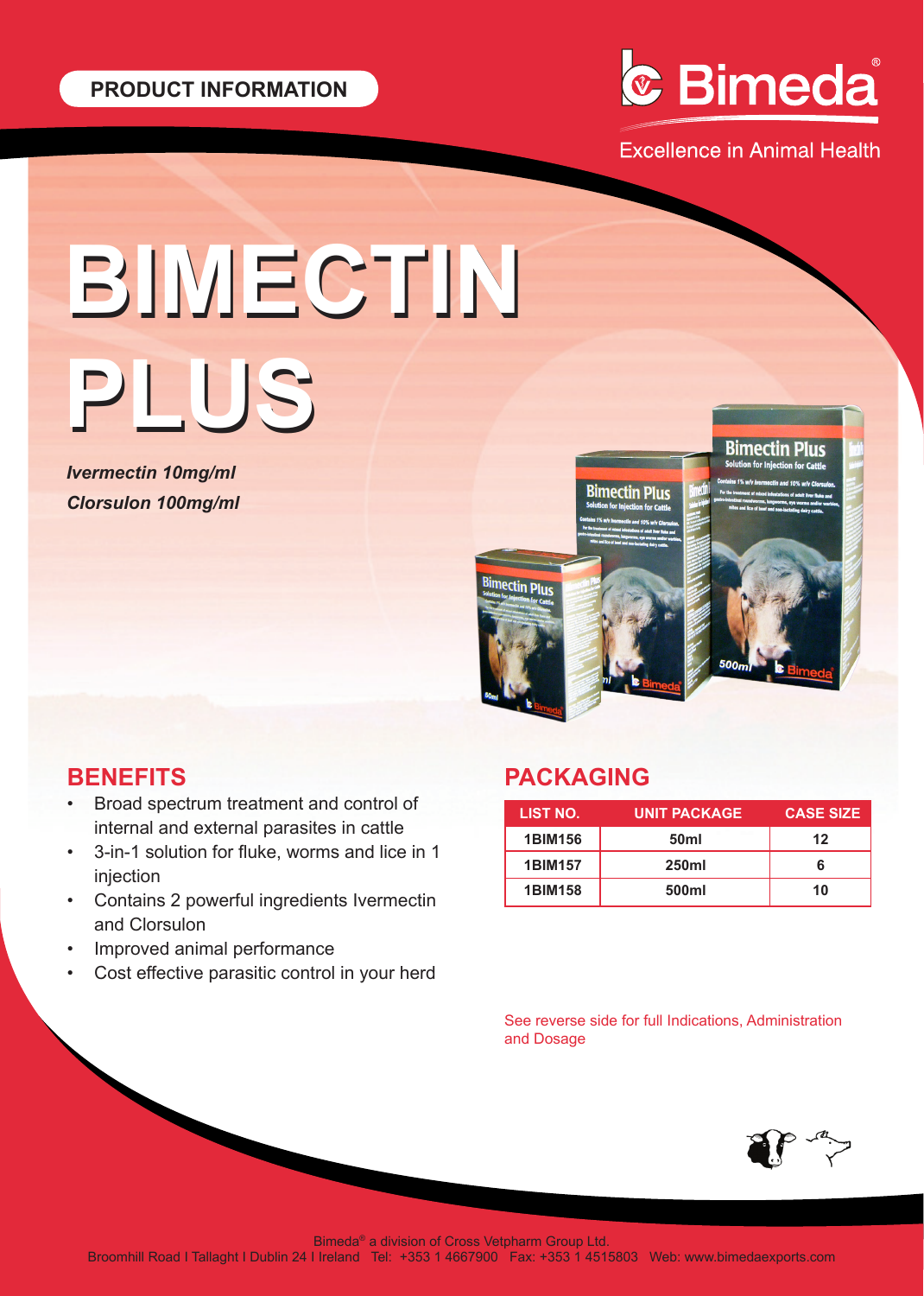PRODUCT INFORMATION

Bimeda®

Excellence in Animal Health

# BIMECTIN PLUS

*Ivermectin 10mg/ml*

*Clorsulon 100mg/ml*

## BENEFITS

- Broad spectrum treatment and control of internal and external parasites in cattle
- 3-in-1 solution for fluke, worms and lice in 1 injection
- Contains 2 powerful ingredients Ivermectin and Clorsulon
- Improved animal performance
- Cost effective parasitic control in your herd

## PACKAGING

| LIST NO. | UNIT PACKAGE | CASE SIZE |
|---|---|---|
| 1BIM156 | 50ml | 12 |
| 1BIM157 | 250ml | 6 |
| 1BIM158 | 500ml | 10 |

See reverse side for full Indications, Administration and Dosage

Bimeda® a division of Cross Vetpharm Group Ltd.
Broomhill Road I Tallaght I Dublin 24 I Ireland Tel: +353 1 4667900 Fax: +353 1 4515803 Web: www.bimedaexports.com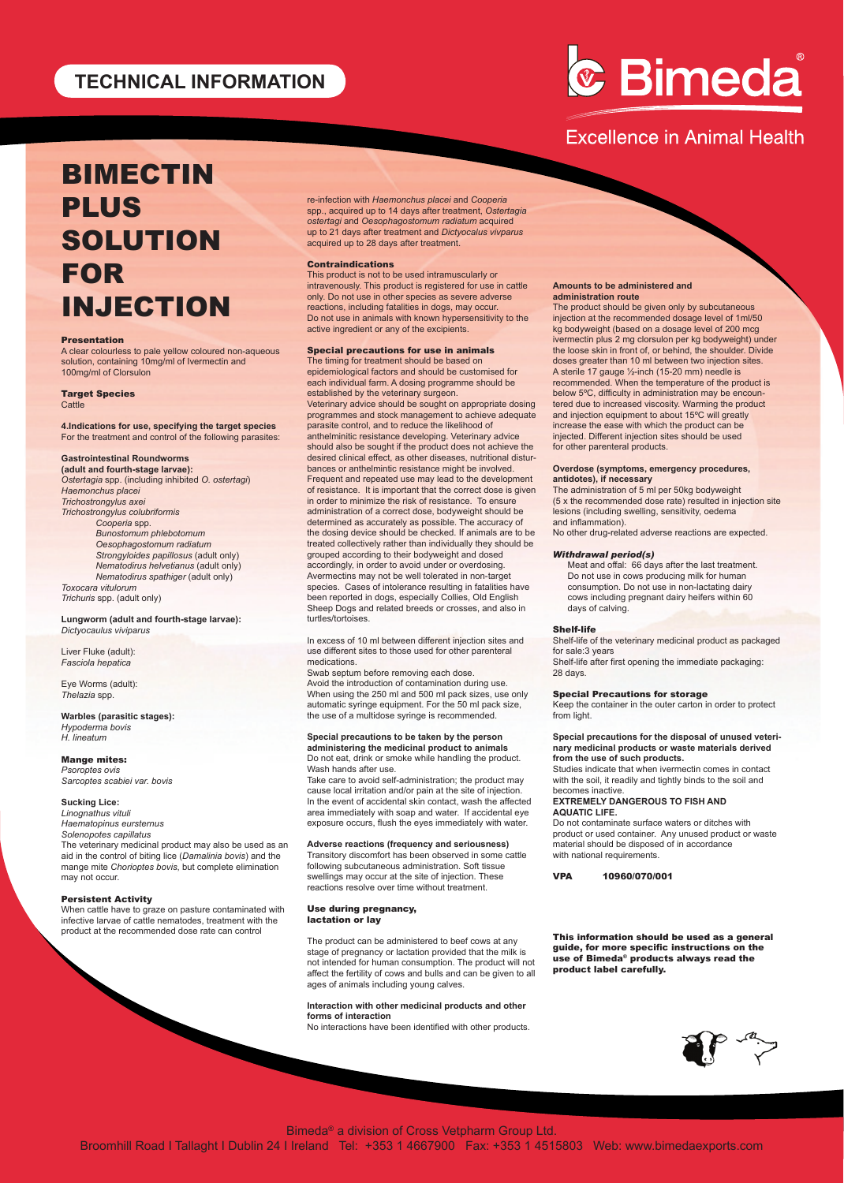TECHNICAL INFORMATION

Bimeda®

Excellence in Animal Health

# BIMECTIN PLUS SOLUTION FOR INJECTION

### Presentation

A clear colourless to pale yellow coloured non-aqueous solution, containing 10mg/ml of Ivermectin and 100mg/ml of Clorsulon

### Target Species

Cattle

### 4.Indications for use, specifying the target species

For the treatment and control of the following parasites:

**Gastrointestinal Roundworms (adult and fourth-stage larvae):**

*Ostertagia* spp. (including inhibited *O. ostertagi*)
*Haemonchus placei*
*Trichostrongylus axei*
*Trichostrongylus colubriformis*
*Cooperia* spp.
*Bunostomum phlebotomum*
*Oesophagostomum radiatum*
*Strongyloides papillosus* (adult only)
*Nematodirus helvetianus* (adult only)
*Nematodirus spathiger* (adult only)
*Toxocara vitulorum*
*Trichuris* spp. (adult only)

**Lungworm (adult and fourth-stage larvae):**
*Dictyocaulus viviparus*

Liver Fluke (adult):
*Fasciola hepatica*

Eye Worms (adult):
*Thelazia* spp.

**Warbles (parasitic stages):**
*Hypoderma bovis*
*H. lineatum*

**Mange mites:**
*Psoroptes ovis*
*Sarcoptes scabiei var. bovis*

**Sucking Lice:**
*Linognathus vituli*
*Haematopinus eursternus*
*Solenopotes capillatus*

The veterinary medicinal product may also be used as an aid in the control of biting lice (*Damalinia bovis*) and the mange mite *Chorioptes bovis*, but complete elimination may not occur.

### Persistent Activity

When cattle have to graze on pasture contaminated with infective larvae of cattle nematodes, treatment with the product at the recommended dose rate can control re-infection with *Haemonchus placei* and *Cooperia* spp., acquired up to 14 days after treatment, *Ostertagia ostertagi* and *Oesophagostomum radiatum* acquired up to 21 days after treatment and *Dictyocalus vivparus* acquired up to 28 days after treatment.

### Contraindications

This product is not to be used intramuscularly or intravenously. This product is registered for use in cattle only. Do not use in other species as severe adverse reactions, including fatalities in dogs, may occur.
Do not use in animals with known hypersensitivity to the active ingredient or any of the excipients.

### Special precautions for use in animals

The timing for treatment should be based on epidemiological factors and should be customised for each individual farm. A dosing programme should be established by the veterinary surgeon.
Veterinary advice should be sought on appropriate dosing programmes and stock management to achieve adequate parasite control, and to reduce the likelihood of anthelminitic resistance developing. Veterinary advice should also be sought if the product does not achieve the desired clinical effect, as other diseases, nutritional disturbances or anthelmintic resistance might be involved.
Frequent and repeated use may lead to the development of resistance. It is important that the correct dose is given in order to minimize the risk of resistance. To ensure administration of a correct dose, bodyweight should be determined as accurately as possible. The accuracy of the dosing device should be checked. If animals are to be treated collectively rather than individually they should be grouped according to their bodyweight and dosed accordingly, in order to avoid under or overdosing.
Avermectins may not be well tolerated in non-target species. Cases of intolerance resulting in fatalities have been reported in dogs, especially Collies, Old English Sheep Dogs and related breeds or crosses, and also in turtles/tortoises.

In excess of 10 ml between different injection sites and use different sites to those used for other parenteral medications.
Swab septum before removing each dose.
Avoid the introduction of contamination during use.
When using the 250 ml and 500 ml pack sizes, use only automatic syringe equipment. For the 50 ml pack size, the use of a multidose syringe is recommended.

### Special precautions to be taken by the person administering the medicinal product to animals

Do not eat, drink or smoke while handling the product.
Wash hands after use.
Take care to avoid self-administration; the product may cause local irritation and/or pain at the site of injection. In the event of accidental skin contact, wash the affected area immediately with soap and water. If accidental eye exposure occurs, flush the eyes immediately with water.

### Adverse reactions (frequency and seriousness)

Transitory discomfort has been observed in some cattle following subcutaneous administration. Soft tissue swellings may occur at the site of injection. These reactions resolve over time without treatment.

### Use during pregnancy, lactation or lay

The product can be administered to beef cows at any stage of pregnancy or lactation provided that the milk is not intended for human consumption. The product will not affect the fertility of cows and bulls and can be given to all ages of animals including young calves.

### Interaction with other medicinal products and other forms of interaction

No interactions have been identified with other products.

### Amounts to be administered and administration route

The product should be given only by subcutaneous injection at the recommended dosage level of 1ml/50 kg bodyweight (based on a dosage level of 200 mcg ivermectin plus 2 mg clorsulon per kg bodyweight) under the loose skin in front of, or behind, the shoulder. Divide doses greater than 10 ml between two injection sites.
A sterile 17 gauge ½-inch (15-20 mm) needle is recommended. When the temperature of the product is below 5ºC, difficulty in administration may be encountered due to increased viscosity. Warming the product and injection equipment to about 15ºC will greatly increase the ease with which the product can be injected. Different injection sites should be used for other parenteral products.

### Overdose (symptoms, emergency procedures, antidotes), if necessary

The administration of 5 ml per 50kg bodyweight (5 x the recommended dose rate) resulted in injection site lesions (including swelling, sensitivity, oedema and inflammation).
No other drug-related adverse reactions are expected.

### *Withdrawal period(s)*

Meat and offal: 66 days after the last treatment.
Do not use in cows producing milk for human consumption. Do not use in non-lactating dairy cows including pregnant dairy heifers within 60 days of calving.

### Shelf-life

Shelf-life of the veterinary medicinal product as packaged for sale:3 years
Shelf-life after first opening the immediate packaging: 28 days.

### Special Precautions for storage

Keep the container in the outer carton in order to protect from light.

### Special precautions for the disposal of unused veterinary medicinal products or waste materials derived from the use of such products.

Studies indicate that when ivermectin comes in contact with the soil, it readily and tightly binds to the soil and becomes inactive.

**EXTREMELY DANGEROUS TO FISH AND AQUATIC LIFE.**

Do not contaminate surface waters or ditches with product or used container. Any unused product or waste material should be disposed of in accordance with national requirements.

**VPA 10960/070/001**

**This information should be used as a general guide, for more specific instructions on the use of Bimeda® products always read the product label carefully.**

Bimeda® a division of Cross Vetpharm Group Ltd.
Broomhill Road I Tallaght I Dublin 24 I Ireland Tel: +353 1 4667900 Fax: +353 1 4515803 Web: www.bimedaexports.com